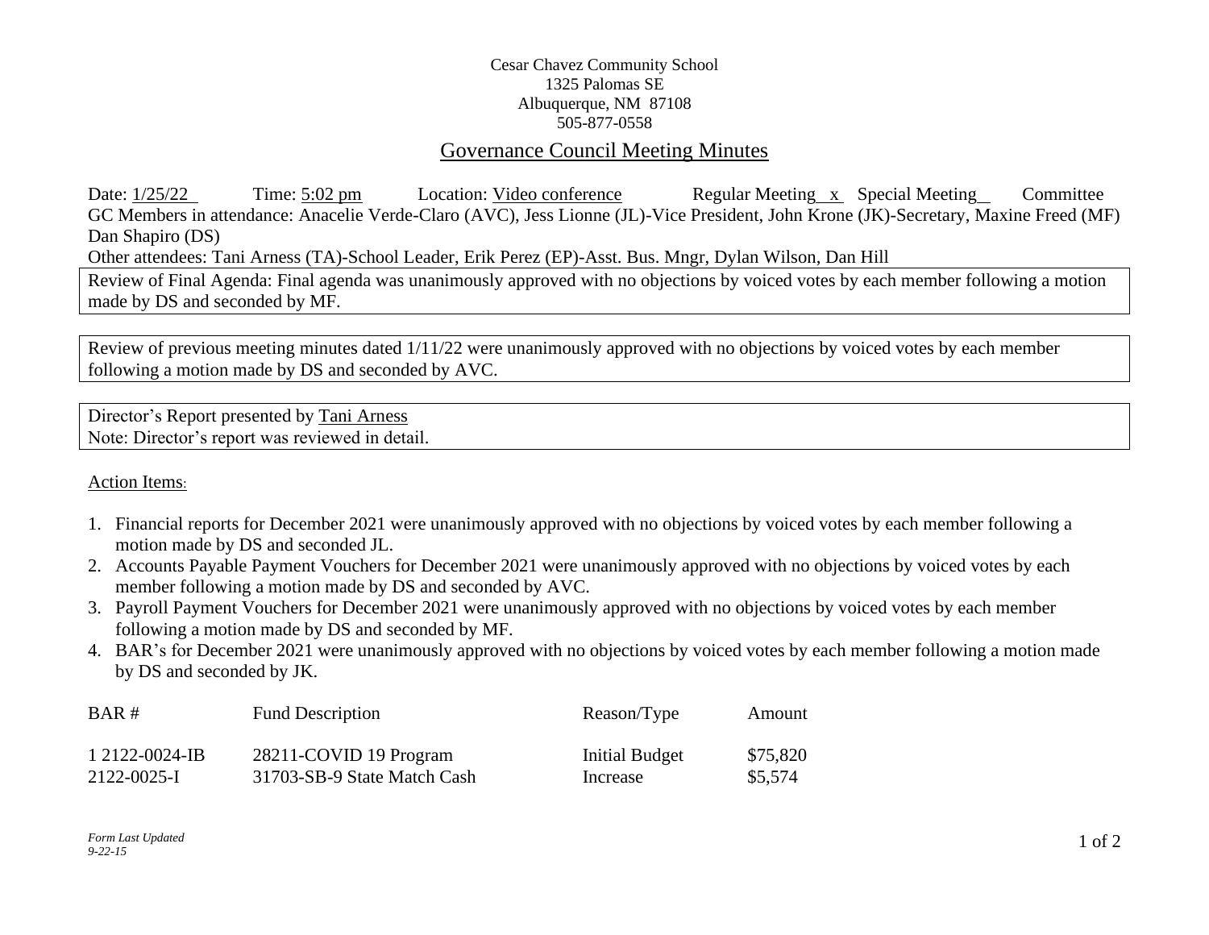Cesar Chavez Community School
1325 Palomas SE
Albuquerque, NM 87108
505-877-0558

# Governance Council Meeting Minutes

Date: 1/25/22 Time: 5:02 pm Location: Video conference Regular Meeting x Special Meeting\_\_ Committee

GC Members in attendance: Anacelie Verde-Claro (AVC), Jess Lionne (JL)-Vice President, John Krone (JK)-Secretary, Maxine Freed (MF) Dan Shapiro (DS)

Other attendees: Tani Arness (TA)-School Leader, Erik Perez (EP)-Asst. Bus. Mngr, Dylan Wilson, Dan Hill

Review of Final Agenda: Final agenda was unanimously approved with no objections by voiced votes by each member following a motion made by DS and seconded by MF.

Review of previous meeting minutes dated 1/11/22 were unanimously approved with no objections by voiced votes by each member following a motion made by DS and seconded by AVC.

Director's Report presented by Tani Arness
Note: Director's report was reviewed in detail.

Action Items:

1. Financial reports for December 2021 were unanimously approved with no objections by voiced votes by each member following a motion made by DS and seconded JL.
2. Accounts Payable Payment Vouchers for December 2021 were unanimously approved with no objections by voiced votes by each member following a motion made by DS and seconded by AVC.
3. Payroll Payment Vouchers for December 2021 were unanimously approved with no objections by voiced votes by each member following a motion made by DS and seconded by MF.
4. BAR's for December 2021 were unanimously approved with no objections by voiced votes by each member following a motion made by DS and seconded by JK.

| BAR # | Fund Description | Reason/Type | Amount |
|---|---|---|---|
| 1 2122-0024-IB | 28211-COVID 19 Program | Initial Budget | $75,820 |
| 2122-0025-I | 31703-SB-9 State Match Cash | Increase | $5,574 |

*Form Last Updated 9-22-15*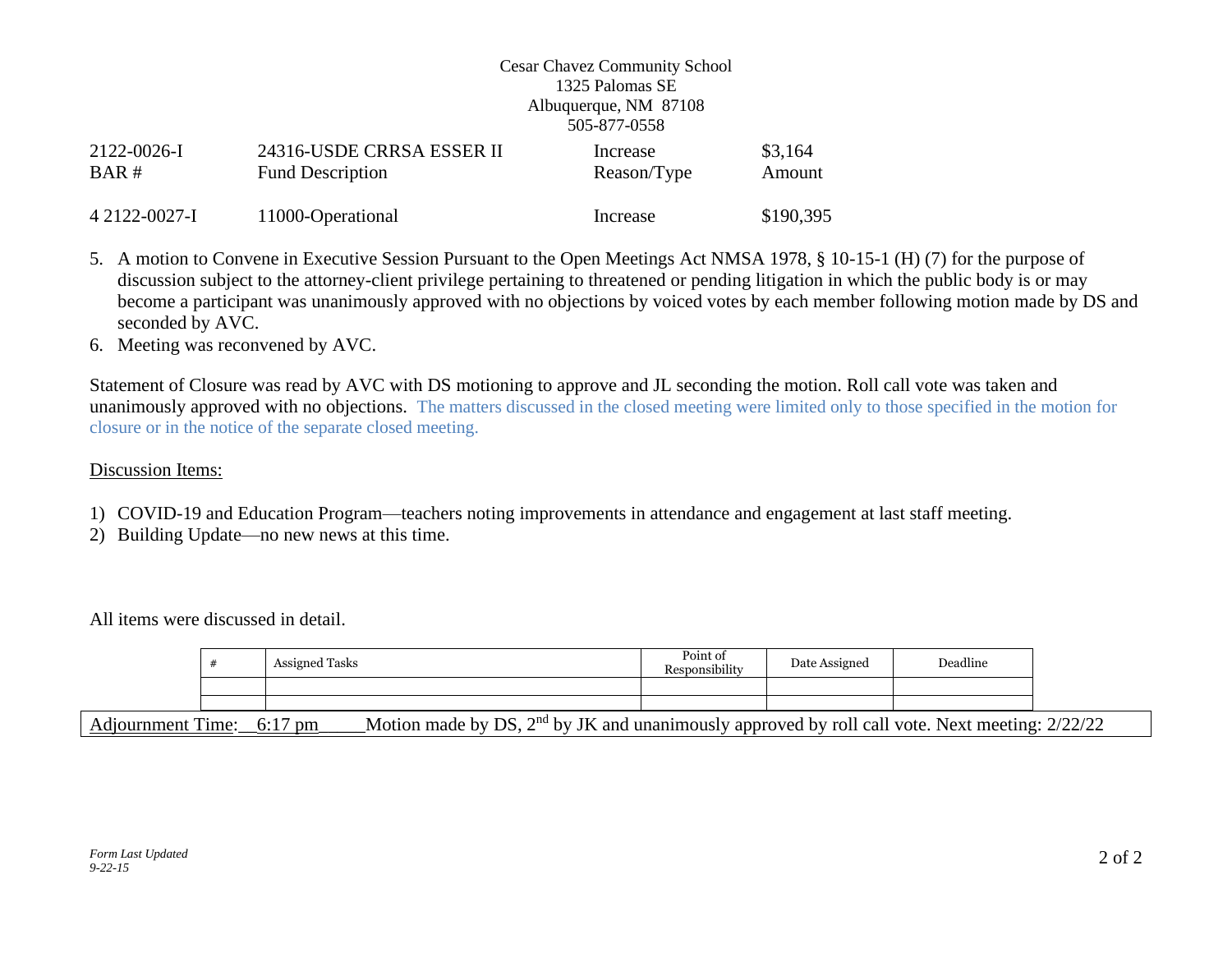Cesar Chavez Community School
1325 Palomas SE
Albuquerque, NM 87108
505-877-0558

| | | | |
|---|---|---|---|
| 2122-0026-I | 24316-USDE CRRSA ESSER II | Increase | $3,164 |
| BAR # | Fund Description | Reason/Type | Amount |
| 4 2122-0027-I | 11000-Operational | Increase | $190,395 |

5. A motion to Convene in Executive Session Pursuant to the Open Meetings Act NMSA 1978, § 10-15-1 (H) (7) for the purpose of discussion subject to the attorney-client privilege pertaining to threatened or pending litigation in which the public body is or may become a participant was unanimously approved with no objections by voiced votes by each member following motion made by DS and seconded by AVC.
6. Meeting was reconvened by AVC.

Statement of Closure was read by AVC with DS motioning to approve and JL seconding the motion. Roll call vote was taken and unanimously approved with no objections. The matters discussed in the closed meeting were limited only to those specified in the motion for closure or in the notice of the separate closed meeting.

Discussion Items:

1) COVID-19 and Education Program—teachers noting improvements in attendance and engagement at last staff meeting.
2) Building Update—no new news at this time.

All items were discussed in detail.

| # | Assigned Tasks | Point of Responsibility | Date Assigned | Deadline |
|---|---|---|---|---|
| | | | | |
| | | | | |

Adjournment Time:__6:17 pm_____Motion made by DS, 2nd by JK and unanimously approved by roll call vote. Next meeting: 2/22/22

*Form Last Updated 9-22-15*